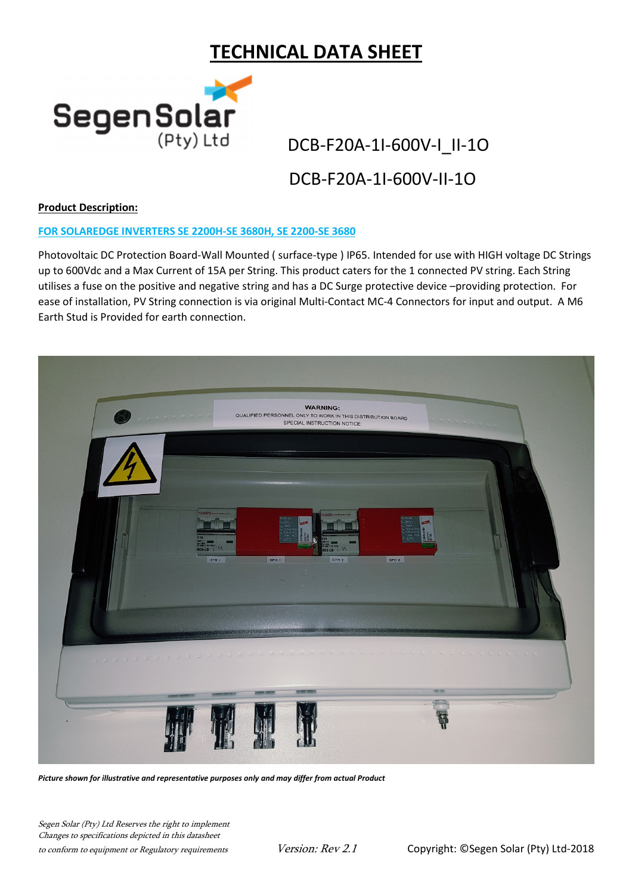# TECHNICAL DATA SHEET

Segen Solar (Pty) Ltd

DCB-F20A-1I-600V-I_II-1O

DCB-F20A-1I-600V-II-1O

**Product Description:**

**FOR SOLAREDGE INVERTERS SE 2200H-SE 3680H, SE 2200-SE 3680**

Photovoltaic DC Protection Board-Wall Mounted ( surface-type ) IP65. Intended for use with HIGH voltage DC Strings up to 600Vdc and a Max Current of 15A per String. This product caters for the 1 connected PV string. Each String utilises a fuse on the positive and negative string and has a DC Surge protective device –providing protection. For ease of installation, PV String connection is via original Multi-Contact MC-4 Connectors for input and output. A M6 Earth Stud is Provided for earth connection.

***Picture shown for illustrative and representative purposes only and may differ from actual Product***

*Segen Solar (Pty) Ltd Reserves the right to implement Changes to specifications depicted in this datasheet to conform to equipment or Regulatory requirements*

*Version: Rev 2.1*

Copyright: ©Segen Solar (Pty) Ltd-2018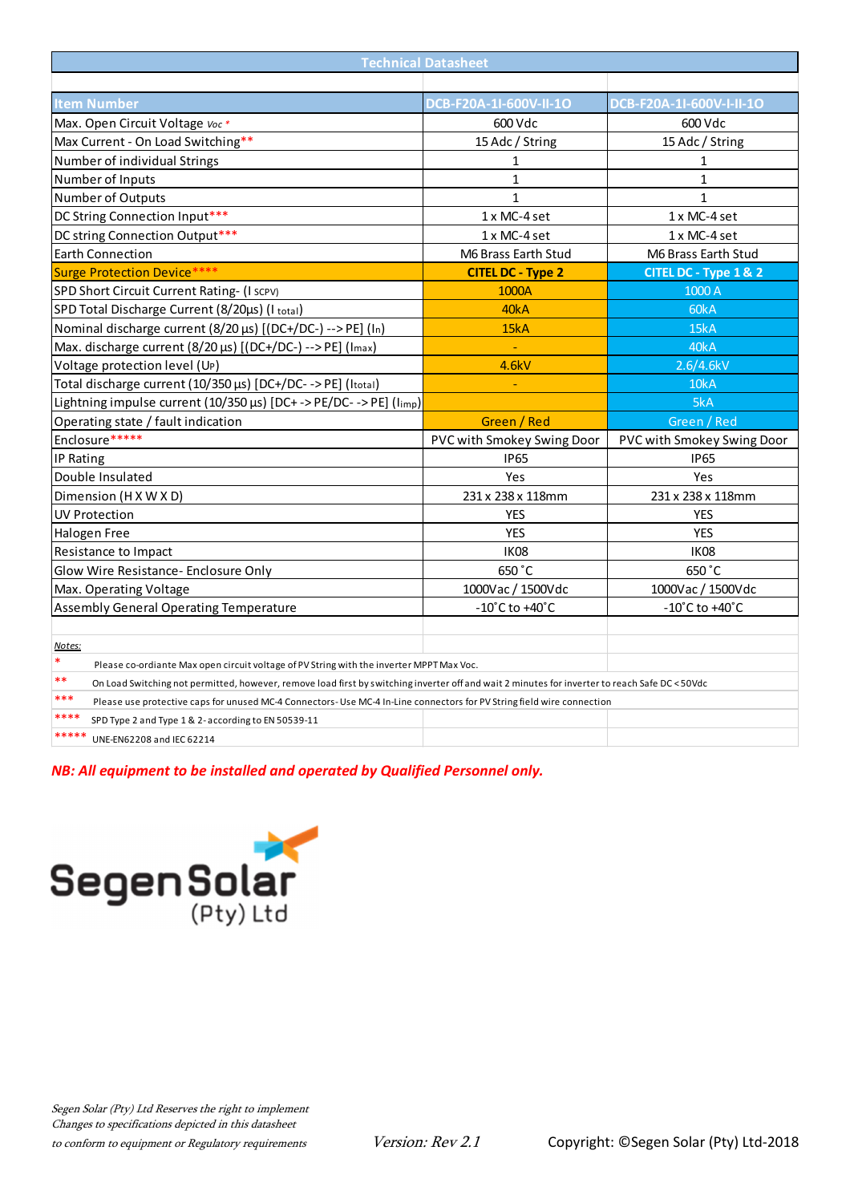## Technical Datasheet

| Item Number | DCB-F20A-1I-600V-II-1O | DCB-F20A-1I-600V-I-II-1O |
|---|---|---|
| Max. Open Circuit Voltage $V_{oc}$ * | 600 Vdc | 600 Vdc |
| Max Current - On Load Switching** | 15 Adc / String | 15 Adc / String |
| Number of individual Strings | 1 | 1 |
| Number of Inputs | 1 | 1 |
| Number of Outputs | 1 | 1 |
| DC String Connection Input*** | 1 x MC-4 set | 1 x MC-4 set |
| DC string Connection Output*** | 1 x MC-4 set | 1 x MC-4 set |
| Earth Connection | M6 Brass Earth Stud | M6 Brass Earth Stud |
| Surge Protection Device**** | **CITEL DC - Type 2** | **CITEL DC - Type 1 & 2** |
| SPD Short Circuit Current Rating- ($I_{SCPV}$) | 1000A | 1000 A |
| SPD Total Discharge Current (8/20µs) ($I_{total}$) | 40kA | 60kA |
| Nominal discharge current (8/20 µs) [(DC+/DC-) --> PE] ($I_n$) | 15kA | 15kA |
| Max. discharge current (8/20 µs) [(DC+/DC-) --> PE] ($I_{max}$) | - | 40kA |
| Voltage protection level ($U_P$) | 4.6kV | 2.6/4.6kV |
| Total discharge current (10/350 µs) [DC+/DC- -> PE] ($I_{total}$) | - | 10kA |
| Lightning impulse current (10/350 µs) [DC+ -> PE/DC- -> PE] ($I_{imp}$) | | 5kA |
| Operating state / fault indication | Green / Red | Green / Red |
| Enclosure***** | PVC with Smokey Swing Door | PVC with Smokey Swing Door |
| IP Rating | IP65 | IP65 |
| Double Insulated | Yes | Yes |
| Dimension (H X W X D) | 231 x 238 x 118mm | 231 x 238 x 118mm |
| UV Protection | YES | YES |
| Halogen Free | YES | YES |
| Resistance to Impact | IK08 | IK08 |
| Glow Wire Resistance- Enclosure Only | 650 ˚C | 650 ˚C |
| Max. Operating Voltage | 1000Vac / 1500Vdc | 1000Vac / 1500Vdc |
| Assembly General Operating Temperature | -10˚C to +40˚C | -10˚C to +40˚C |

*Notes:*

\* Please co-ordiante Max open circuit voltage of PV String with the inverter MPPT Max Voc.

** On Load Switching not permitted, however, remove load first by switching inverter off and wait 2 minutes for inverter to reach Safe DC < 50Vdc

*** Please use protective caps for unused MC-4 Connectors- Use MC-4 In-Line connectors for PV String field wire connection

**** SPD Type 2 and Type 1 & 2- according to EN 50539-11

***** UNE-EN62208 and IEC 62214

***NB: All equipment to be installed and operated by Qualified Personnel only.***

Segen Solar
(Pty) Ltd

*Segen Solar (Pty) Ltd Reserves the right to implement Changes to specifications depicted in this datasheet to conform to equipment or Regulatory requirements*

*Version: Rev 2.1*

Copyright: ©Segen Solar (Pty) Ltd-2018